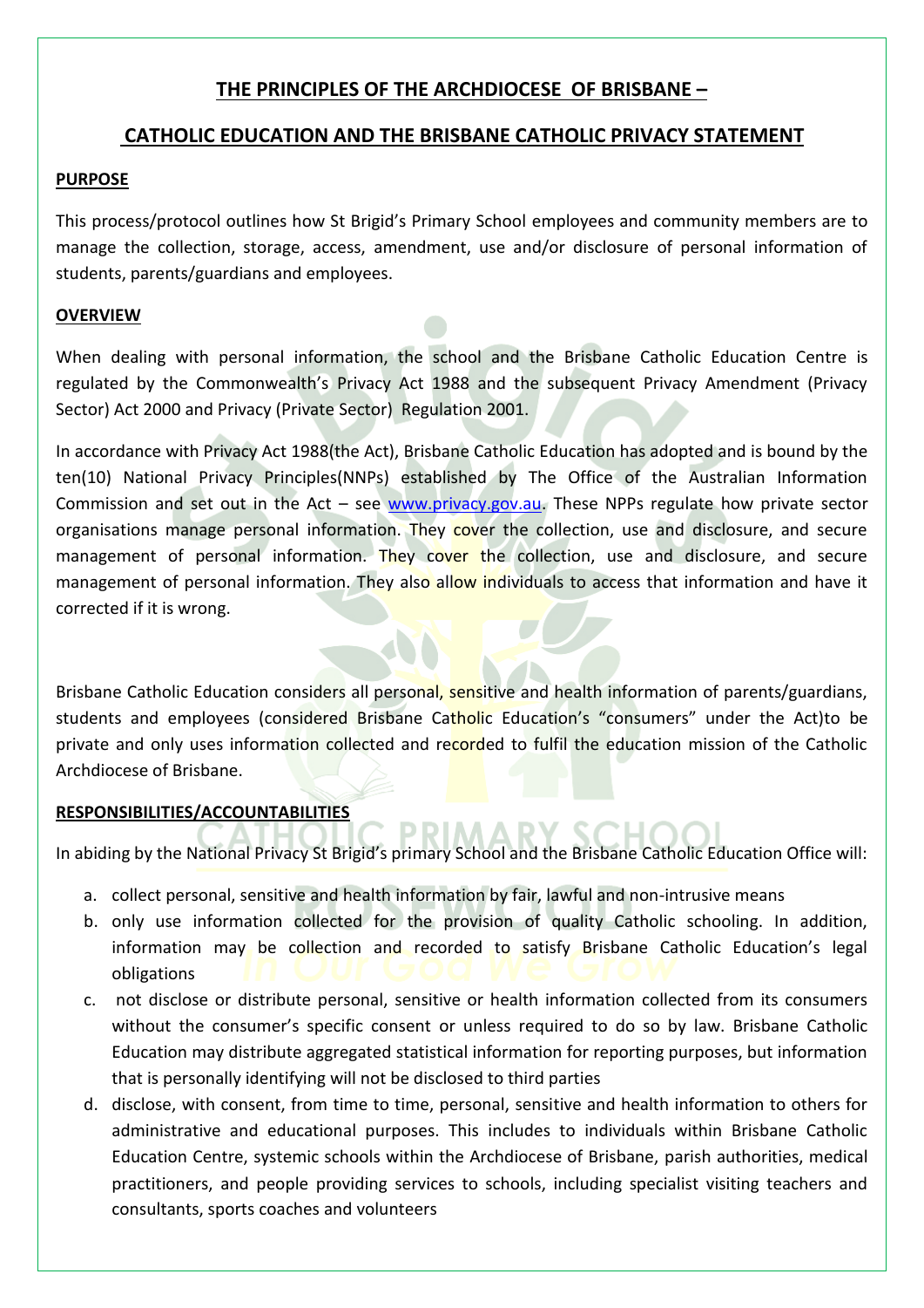## THE PRINCIPLES OF THE ARCHDIOCESE OF BRISBANE –

## CATHOLIC EDUCATION AND THE BRISBANE CATHOLIC PRIVACY STATEMENT

### PURPOSE

This process/protocol outlines how St Brigid's Primary School employees and community members are to manage the collection, storage, access, amendment, use and/or disclosure of personal information of students, parents/guardians and employees.

### OVERVIEW

When dealing with personal information, the school and the Brisbane Catholic Education Centre is regulated by the Commonwealth's Privacy Act 1988 and the subsequent Privacy Amendment (Privacy Sector) Act 2000 and Privacy (Private Sector) Regulation 2001.

In accordance with Privacy Act 1988(the Act), Brisbane Catholic Education has adopted and is bound by the ten(10) National Privacy Principles(NNPs) established by The Office of the Australian Information Commission and set out in the Act – see www.privacy.gov.au. These NPPs regulate how private sector organisations manage personal information. They cover the collection, use and disclosure, and secure management of personal information. They cover the collection, use and disclosure, and secure management of personal information. They also allow individuals to access that information and have it corrected if it is wrong.

Brisbane Catholic Education considers all personal, sensitive and health information of parents/guardians, students and employees (considered Brisbane Catholic Education's "consumers" under the Act)to be private and only uses information collected and recorded to fulfil the education mission of the Catholic Archdiocese of Brisbane.

### RESPONSIBILITIES/ACCOUNTABILITIES

In abiding by the National Privacy St Brigid's primary School and the Brisbane Catholic Education Office will:

a. collect personal, sensitive and health information by fair, lawful and non-intrusive means
b. only use information collected for the provision of quality Catholic schooling. In addition, information may be collection and recorded to satisfy Brisbane Catholic Education's legal obligations
c. not disclose or distribute personal, sensitive or health information collected from its consumers without the consumer's specific consent or unless required to do so by law. Brisbane Catholic Education may distribute aggregated statistical information for reporting purposes, but information that is personally identifying will not be disclosed to third parties
d. disclose, with consent, from time to time, personal, sensitive and health information to others for administrative and educational purposes. This includes to individuals within Brisbane Catholic Education Centre, systemic schools within the Archdiocese of Brisbane, parish authorities, medical practitioners, and people providing services to schools, including specialist visiting teachers and consultants, sports coaches and volunteers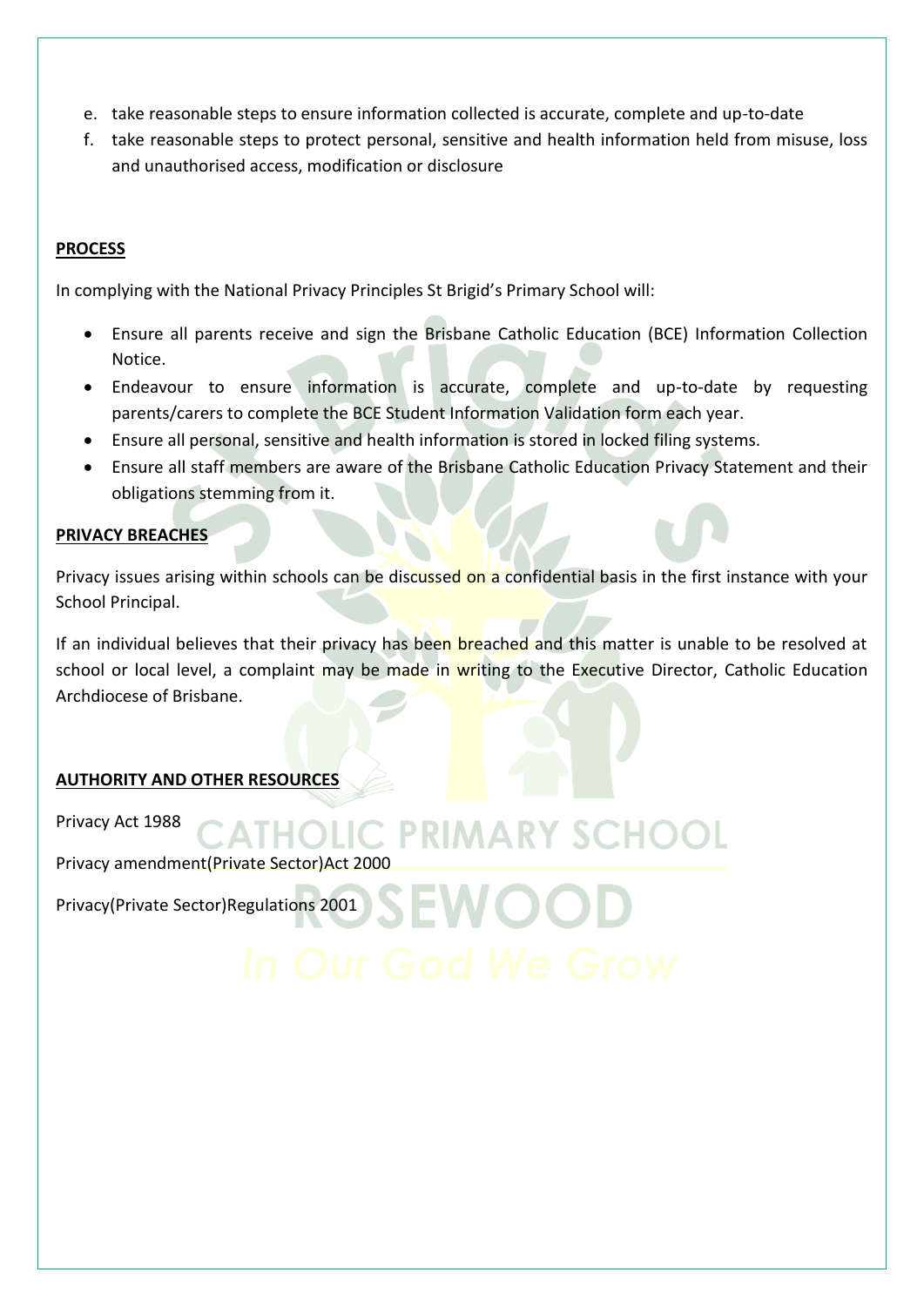e. take reasonable steps to ensure information collected is accurate, complete and up-to-date
f. take reasonable steps to protect personal, sensitive and health information held from misuse, loss and unauthorised access, modification or disclosure

**PROCESS**

In complying with the National Privacy Principles St Brigid's Primary School will:

- Ensure all parents receive and sign the Brisbane Catholic Education (BCE) Information Collection Notice.
- Endeavour to ensure information is accurate, complete and up-to-date by requesting parents/carers to complete the BCE Student Information Validation form each year.
- Ensure all personal, sensitive and health information is stored in locked filing systems.
- Ensure all staff members are aware of the Brisbane Catholic Education Privacy Statement and their obligations stemming from it.

**PRIVACY BREACHES**

Privacy issues arising within schools can be discussed on a confidential basis in the first instance with your School Principal.

If an individual believes that their privacy has been breached and this matter is unable to be resolved at school or local level, a complaint may be made in writing to the Executive Director, Catholic Education Archdiocese of Brisbane.

**AUTHORITY AND OTHER RESOURCES**

Privacy Act 1988

Privacy amendment(Private Sector)Act 2000

Privacy(Private Sector)Regulations 2001